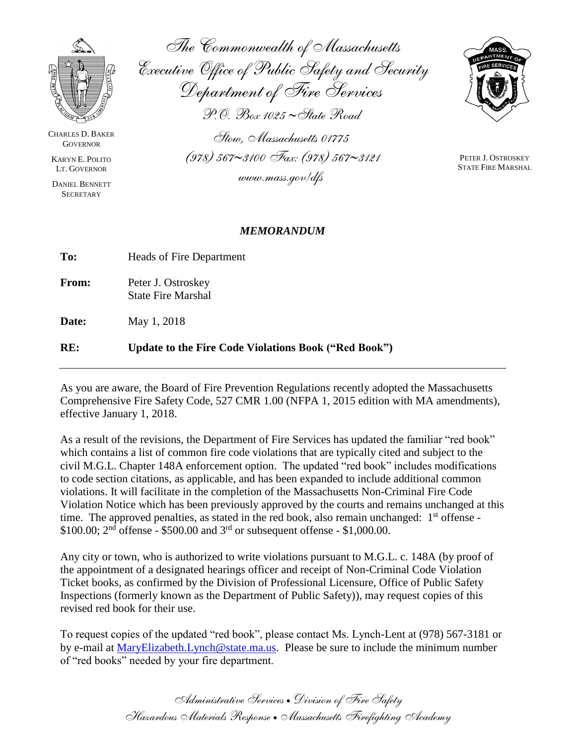The Commonwealth of Massachusetts
Executive Office of Public Safety and Security
Department of Fire Services
P.O. Box 1025 ~ State Road
Stow, Massachusetts 01775
(978) 567~3100 Fax: (978) 567~3121
www.mass.gov/dfs

CHARLES D. BAKER
GOVERNOR

KARYN E. POLITO
LT. GOVERNOR

DANIEL BENNETT
SECRETARY

PETER J. OSTROSKEY
STATE FIRE MARSHAL

## *MEMORANDUM*

**To:** Heads of Fire Department

**From:** Peter J. Ostroskey
State Fire Marshal

**Date:** May 1, 2018

**RE:** **Update to the Fire Code Violations Book ("Red Book")**

---

As you are aware, the Board of Fire Prevention Regulations recently adopted the Massachusetts Comprehensive Fire Safety Code, 527 CMR 1.00 (NFPA 1, 2015 edition with MA amendments), effective January 1, 2018.

As a result of the revisions, the Department of Fire Services has updated the familiar "red book" which contains a list of common fire code violations that are typically cited and subject to the civil M.G.L. Chapter 148A enforcement option. The updated "red book" includes modifications to code section citations, as applicable, and has been expanded to include additional common violations. It will facilitate in the completion of the Massachusetts Non-Criminal Fire Code Violation Notice which has been previously approved by the courts and remains unchanged at this time. The approved penalties, as stated in the red book, also remain unchanged: 1st offense - \$100.00; 2nd offense - \$500.00 and 3rd or subsequent offense - \$1,000.00.

Any city or town, who is authorized to write violations pursuant to M.G.L. c. 148A (by proof of the appointment of a designated hearings officer and receipt of Non-Criminal Code Violation Ticket books, as confirmed by the Division of Professional Licensure, Office of Public Safety Inspections (formerly known as the Department of Public Safety)), may request copies of this revised red book for their use.

To request copies of the updated "red book", please contact Ms. Lynch-Lent at (978) 567-3181 or by e-mail at MaryElizabeth.Lynch@state.ma.us. Please be sure to include the minimum number of "red books" needed by your fire department.

Administrative Services • Division of Fire Safety
Hazardous Materials Response • Massachusetts Firefighting Academy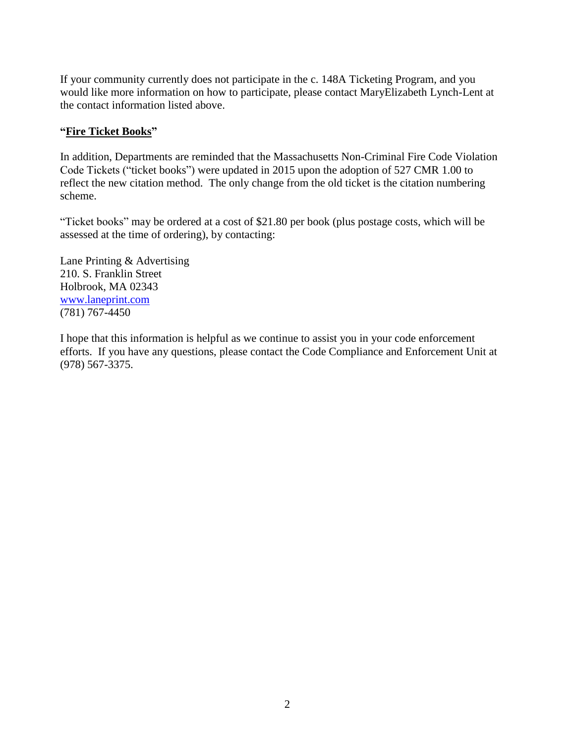If your community currently does not participate in the c. 148A Ticketing Program, and you would like more information on how to participate, please contact MaryElizabeth Lynch-Lent at the contact information listed above.

**"<u>Fire Ticket Books</u>"**

In addition, Departments are reminded that the Massachusetts Non-Criminal Fire Code Violation Code Tickets ("ticket books") were updated in 2015 upon the adoption of 527 CMR 1.00 to reflect the new citation method. The only change from the old ticket is the citation numbering scheme.

"Ticket books" may be ordered at a cost of $21.80 per book (plus postage costs, which will be assessed at the time of ordering), by contacting:

Lane Printing & Advertising
210. S. Franklin Street
Holbrook, MA 02343
[www.laneprint.com](http://www.laneprint.com)
(781) 767-4450

I hope that this information is helpful as we continue to assist you in your code enforcement efforts. If you have any questions, please contact the Code Compliance and Enforcement Unit at (978) 567-3375.